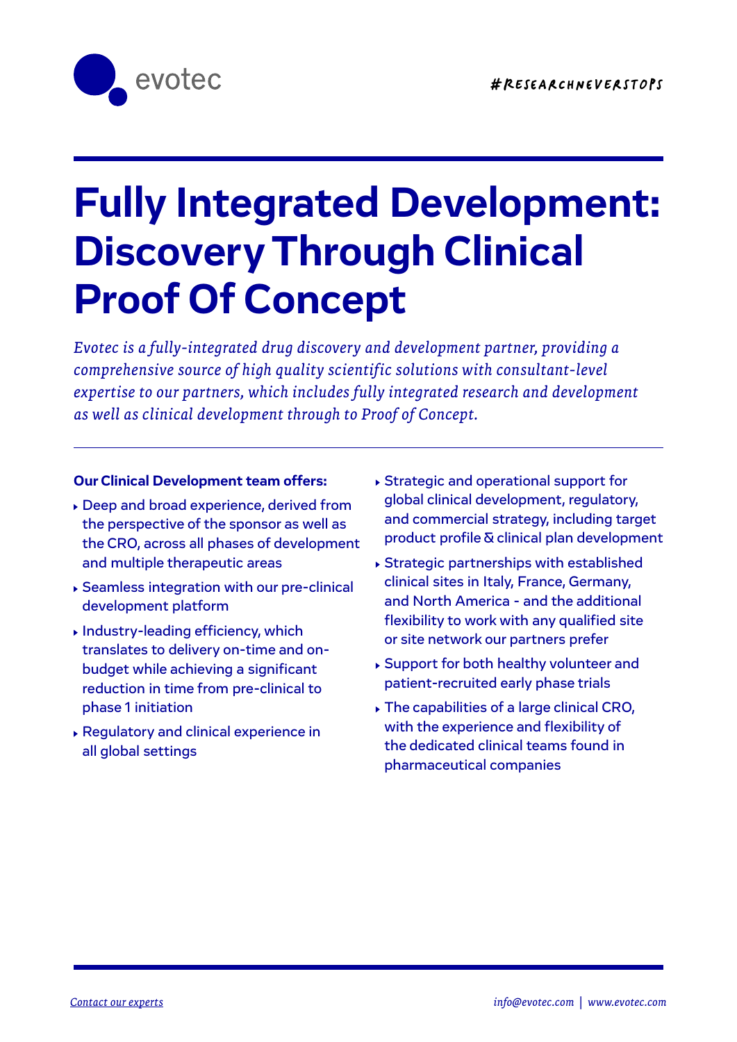evotec

#RESEARCHNEVERSTOPS

# Fully Integrated Development: Discovery Through Clinical Proof Of Concept

*Evotec is a fully-integrated drug discovery and development partner, providing a comprehensive source of high quality scientific solutions with consultant-level expertise to our partners, which includes fully integrated research and development as well as clinical development through to Proof of Concept.*

**Our Clinical Development team offers:**

- Deep and broad experience, derived from the perspective of the sponsor as well as the CRO, across all phases of development and multiple therapeutic areas
- Seamless integration with our pre-clinical development platform
- Industry-leading efficiency, which translates to delivery on-time and on-budget while achieving a significant reduction in time from pre-clinical to phase 1 initiation
- Regulatory and clinical experience in all global settings
- Strategic and operational support for global clinical development, regulatory, and commercial strategy, including target product profile & clinical plan development
- Strategic partnerships with established clinical sites in Italy, France, Germany, and North America - and the additional flexibility to work with any qualified site or site network our partners prefer
- Support for both healthy volunteer and patient-recruited early phase trials
- The capabilities of a large clinical CRO, with the experience and flexibility of the dedicated clinical teams found in pharmaceutical companies

*Contact our experts*

*info@evotec.com | www.evotec.com*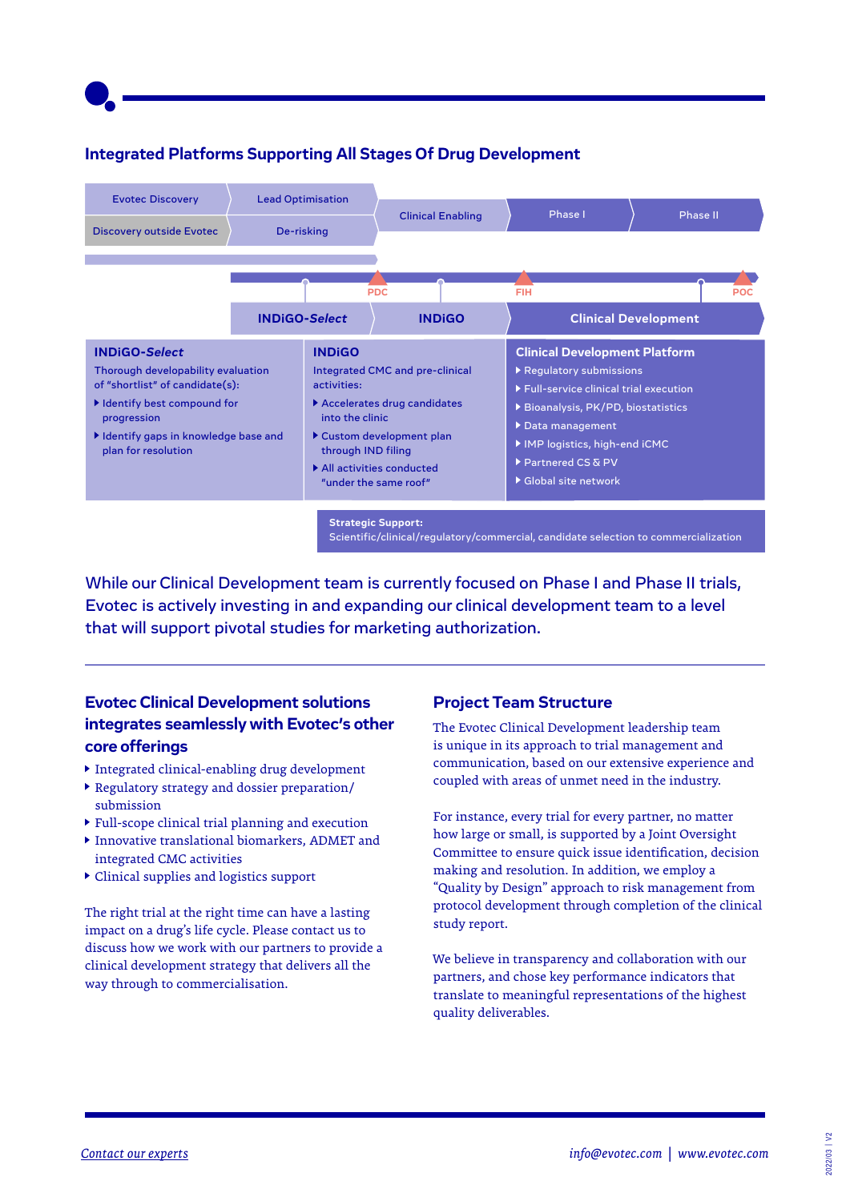## Integrated Platforms Supporting All Stages Of Drug Development

Evotec Discovery | Lead Optimisation | Clinical Enabling | Phase I | Phase II

Discovery outside Evotec | De-risking

PDC | FIH | POC

INDiGO-*Select* | INDiGO | Clinical Development

**INDiGO-*Select***

Thorough developability evaluation of "shortlist" of candidate(s):

- Identify best compound for progression
- Identify gaps in knowledge base and plan for resolution

**INDiGO**

Integrated CMC and pre-clinical activities:

- Accelerates drug candidates into the clinic
- Custom development plan through IND filing
- All activities conducted "under the same roof"

**Clinical Development Platform**

- Regulatory submissions
- Full-service clinical trial execution
- Bioanalysis, PK/PD, biostatistics
- Data management
- IMP logistics, high-end iCMC
- Partnered CS & PV
- Global site network

**Strategic Support:**
Scientific/clinical/regulatory/commercial, candidate selection to commercialization

While our Clinical Development team is currently focused on Phase I and Phase II trials, Evotec is actively investing in and expanding our clinical development team to a level that will support pivotal studies for marketing authorization.

### Evotec Clinical Development solutions integrates seamlessly with Evotec's other core offerings

- Integrated clinical-enabling drug development
- Regulatory strategy and dossier preparation/ submission
- Full-scope clinical trial planning and execution
- Innovative translational biomarkers, ADMET and integrated CMC activities
- Clinical supplies and logistics support

The right trial at the right time can have a lasting impact on a drug's life cycle. Please contact us to discuss how we work with our partners to provide a clinical development strategy that delivers all the way through to commercialisation.

### Project Team Structure

The Evotec Clinical Development leadership team is unique in its approach to trial management and communication, based on our extensive experience and coupled with areas of unmet need in the industry.

For instance, every trial for every partner, no matter how large or small, is supported by a Joint Oversight Committee to ensure quick issue identification, decision making and resolution. In addition, we employ a "Quality by Design" approach to risk management from protocol development through completion of the clinical study report.

We believe in transparency and collaboration with our partners, and chose key performance indicators that translate to meaningful representations of the highest quality deliverables.

*Contact our experts*

*info@evotec.com* | *www.evotec.com*

2022/03 | V2